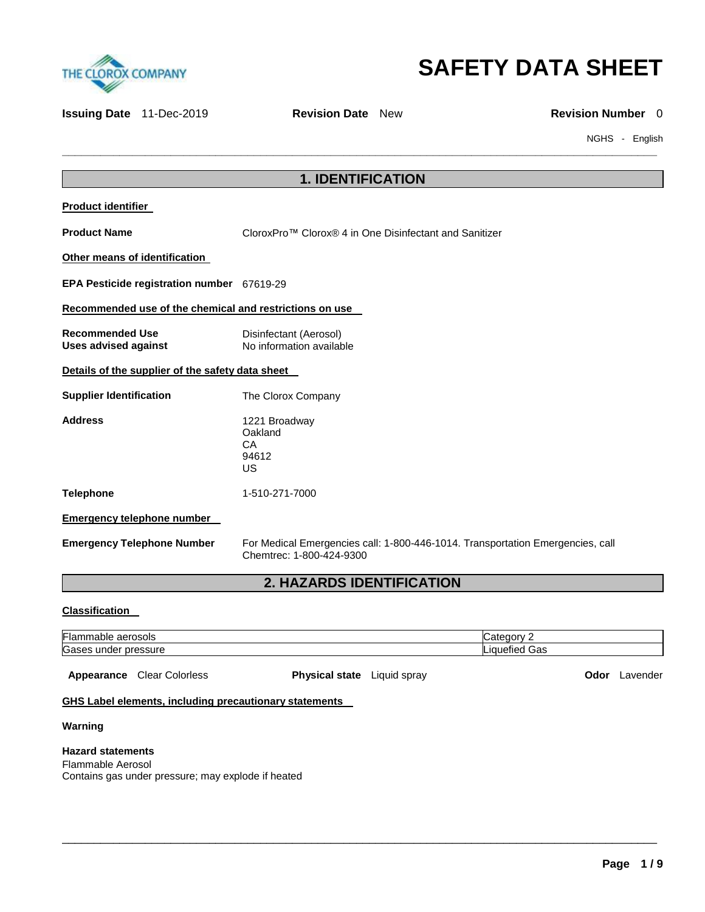# SAFETY DATA SHEET

**Issuing Date** 11-Dec-2019 **Revision Date** New **Revision Number** 0

NGHS - English

## 1. IDENTIFICATION

**Product identifier**

**Product Name** CloroxPro™ Clorox® 4 in One Disinfectant and Sanitizer

**Other means of identification**

**EPA Pesticide registration number** 67619-29

**Recommended use of the chemical and restrictions on use**

**Recommended Use** Disinfectant (Aerosol)
**Uses advised against** No information available

**Details of the supplier of the safety data sheet**

**Supplier Identification** The Clorox Company

**Address** 1221 Broadway
Oakland
CA
94612
US

**Telephone** 1-510-271-7000

**Emergency telephone number**

**Emergency Telephone Number** For Medical Emergencies call: 1-800-446-1014. Transportation Emergencies, call Chemtrec: 1-800-424-9300

## 2. HAZARDS IDENTIFICATION

**Classification**

| | |
|---|---|
| Flammable aerosols | Category 2 |
| Gases under pressure | Liquefied Gas |

**Appearance** Clear Colorless **Physical state** Liquid spray **Odor** Lavender

**GHS Label elements, including precautionary statements**

**Warning**

**Hazard statements**
Flammable Aerosol
Contains gas under pressure; may explode if heated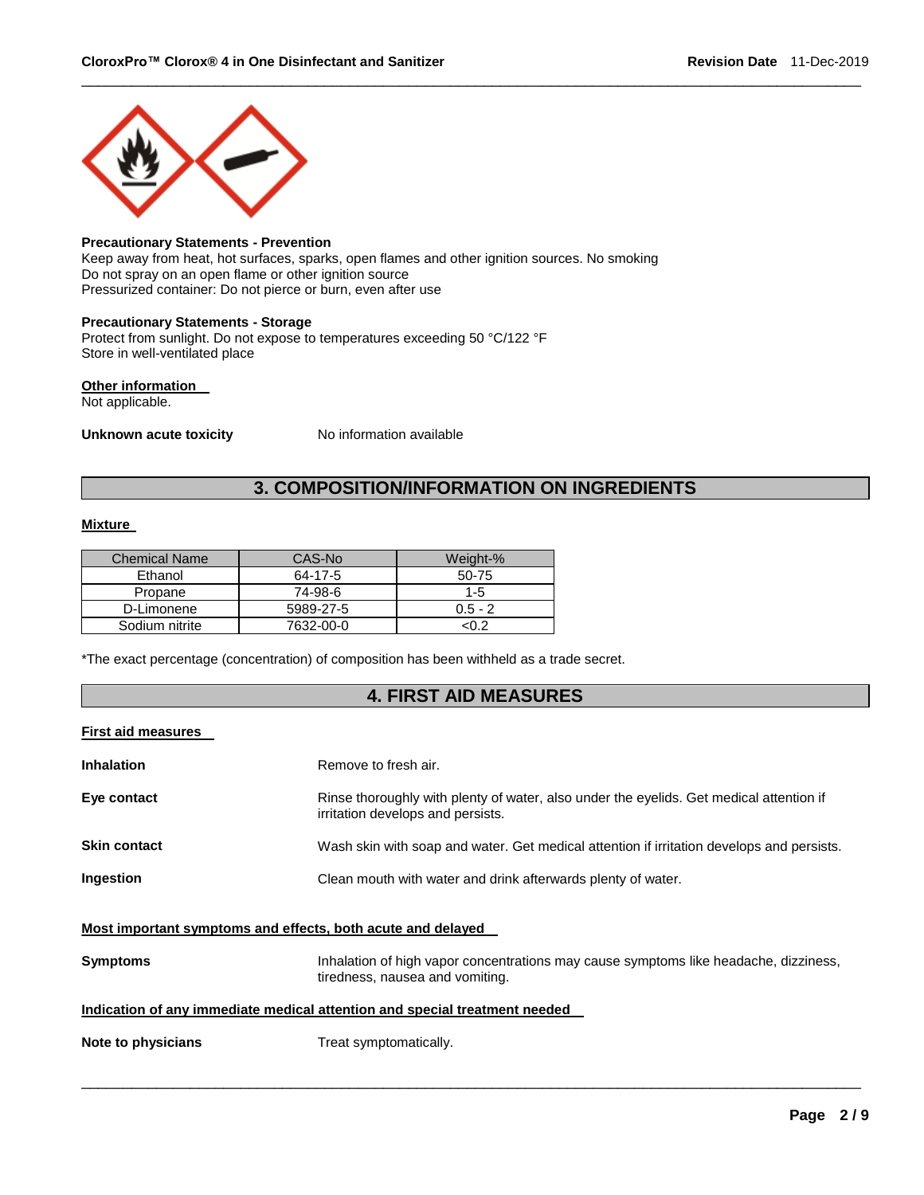**Precautionary Statements - Prevention**
Keep away from heat, hot surfaces, sparks, open flames and other ignition sources. No smoking
Do not spray on an open flame or other ignition source
Pressurized container: Do not pierce or burn, even after use

**Precautionary Statements - Storage**
Protect from sunlight. Do not expose to temperatures exceeding 50 °C/122 °F
Store in well-ventilated place

**Other information**
Not applicable.

**Unknown acute toxicity** No information available

## 3. COMPOSITION/INFORMATION ON INGREDIENTS

**Mixture**

| Chemical Name | CAS-No | Weight-% |
|---|---|---|
| Ethanol | 64-17-5 | 50-75 |
| Propane | 74-98-6 | 1-5 |
| D-Limonene | 5989-27-5 | 0.5 - 2 |
| Sodium nitrite | 7632-00-0 | <0.2 |

*The exact percentage (concentration) of composition has been withheld as a trade secret.

## 4. FIRST AID MEASURES

**First aid measures**

**Inhalation** Remove to fresh air.

**Eye contact** Rinse thoroughly with plenty of water, also under the eyelids. Get medical attention if irritation develops and persists.

**Skin contact** Wash skin with soap and water. Get medical attention if irritation develops and persists.

**Ingestion** Clean mouth with water and drink afterwards plenty of water.

**Most important symptoms and effects, both acute and delayed**

**Symptoms** Inhalation of high vapor concentrations may cause symptoms like headache, dizziness, tiredness, nausea and vomiting.

**Indication of any immediate medical attention and special treatment needed**

**Note to physicians** Treat symptomatically.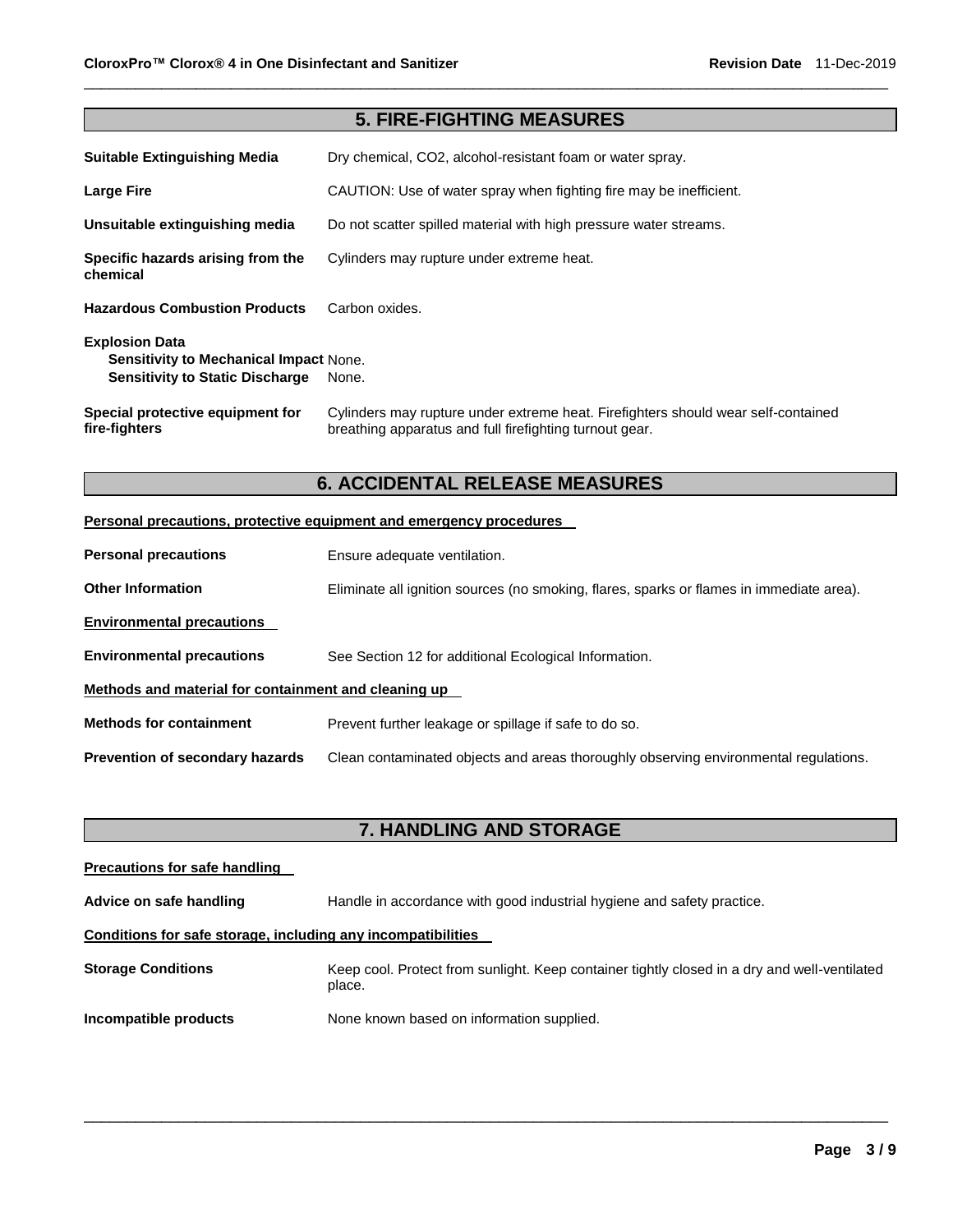## 5. FIRE-FIGHTING MEASURES

| | |
|---|---|
| **Suitable Extinguishing Media** | Dry chemical, $CO_2$, alcohol-resistant foam or water spray. |
| **Large Fire** | CAUTION: Use of water spray when fighting fire may be inefficient. |
| **Unsuitable extinguishing media** | Do not scatter spilled material with high pressure water streams. |
| **Specific hazards arising from the chemical** | Cylinders may rupture under extreme heat. |
| **Hazardous Combustion Products** | Carbon oxides. |

**Explosion Data**

| | |
|---|---|
| **Sensitivity to Mechanical Impact** | None. |
| **Sensitivity to Static Discharge** | None. |

| | |
|---|---|
| **Special protective equipment for fire-fighters** | Cylinders may rupture under extreme heat. Firefighters should wear self-contained breathing apparatus and full firefighting turnout gear. |

## 6. ACCIDENTAL RELEASE MEASURES

**Personal precautions, protective equipment and emergency procedures**

| | |
|---|---|
| **Personal precautions** | Ensure adequate ventilation. |
| **Other Information** | Eliminate all ignition sources (no smoking, flares, sparks or flames in immediate area). |

**Environmental precautions**

| | |
|---|---|
| **Environmental precautions** | See Section 12 for additional Ecological Information. |

**Methods and material for containment and cleaning up**

| | |
|---|---|
| **Methods for containment** | Prevent further leakage or spillage if safe to do so. |
| **Prevention of secondary hazards** | Clean contaminated objects and areas thoroughly observing environmental regulations. |

## 7. HANDLING AND STORAGE

**Precautions for safe handling**

| | |
|---|---|
| **Advice on safe handling** | Handle in accordance with good industrial hygiene and safety practice. |

**Conditions for safe storage, including any incompatibilities**

| | |
|---|---|
| **Storage Conditions** | Keep cool. Protect from sunlight. Keep container tightly closed in a dry and well-ventilated place. |
| **Incompatible products** | None known based on information supplied. |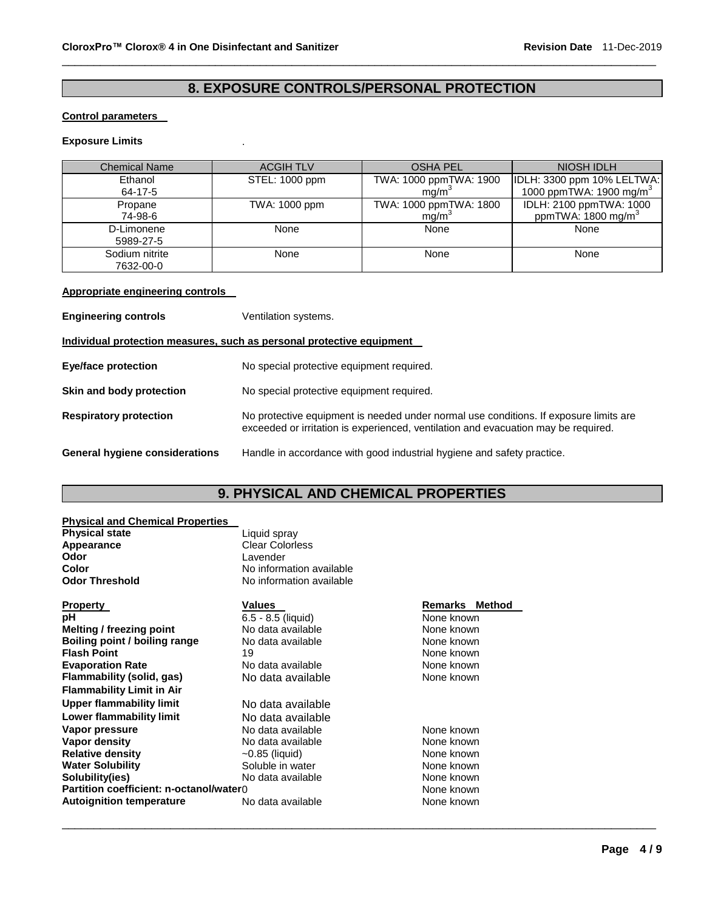## 8. EXPOSURE CONTROLS/PERSONAL PROTECTION

**Control parameters**

**Exposure Limits** .

| Chemical Name | ACGIH TLV | OSHA PEL | NIOSH IDLH |
|---|---|---|---|
| Ethanol 64-17-5 | STEL: 1000 ppm | TWA: 1000 ppmTWA: 1900 mg/m$^3$ | IDLH: 3300 ppm 10% LELTWA: 1000 ppmTWA: 1900 mg/m$^3$ |
| Propane 74-98-6 | TWA: 1000 ppm | TWA: 1000 ppmTWA: 1800 mg/m$^3$ | IDLH: 2100 ppmTWA: 1000 ppmTWA: 1800 mg/m$^3$ |
| D-Limonene 5989-27-5 | None | None | None |
| Sodium nitrite 7632-00-0 | None | None | None |

**Appropriate engineering controls**

**Engineering controls** Ventilation systems.

**Individual protection measures, such as personal protective equipment**

**Eye/face protection** No special protective equipment required.

**Skin and body protection** No special protective equipment required.

**Respiratory protection** No protective equipment is needed under normal use conditions. If exposure limits are exceeded or irritation is experienced, ventilation and evacuation may be required.

**General hygiene considerations** Handle in accordance with good industrial hygiene and safety practice.

## 9. PHYSICAL AND CHEMICAL PROPERTIES

**Physical and Chemical Properties**

**Physical state** Liquid spray
**Appearance** Clear Colorless
**Odor** Lavender
**Color** No information available
**Odor Threshold** No information available

| Property | Values | Remarks Method |
|---|---|---|
| **pH** | 6.5 - 8.5 (liquid) | None known |
| **Melting / freezing point** | No data available | None known |
| **Boiling point / boiling range** | No data available | None known |
| **Flash Point** | 19 | None known |
| **Evaporation Rate** | No data available | None known |
| **Flammability (solid, gas)** | No data available | None known |
| **Flammability Limit in Air** | | |
| **Upper flammability limit** | No data available | |
| **Lower flammability limit** | No data available | |
| **Vapor pressure** | No data available | None known |
| **Vapor density** | No data available | None known |
| **Relative density** | ~0.85 (liquid) | None known |
| **Water Solubility** | Soluble in water | None known |
| **Solubility(ies)** | No data available | None known |
| **Partition coefficient: n-octanol/water** | 0 | None known |
| **Autoignition temperature** | No data available | None known |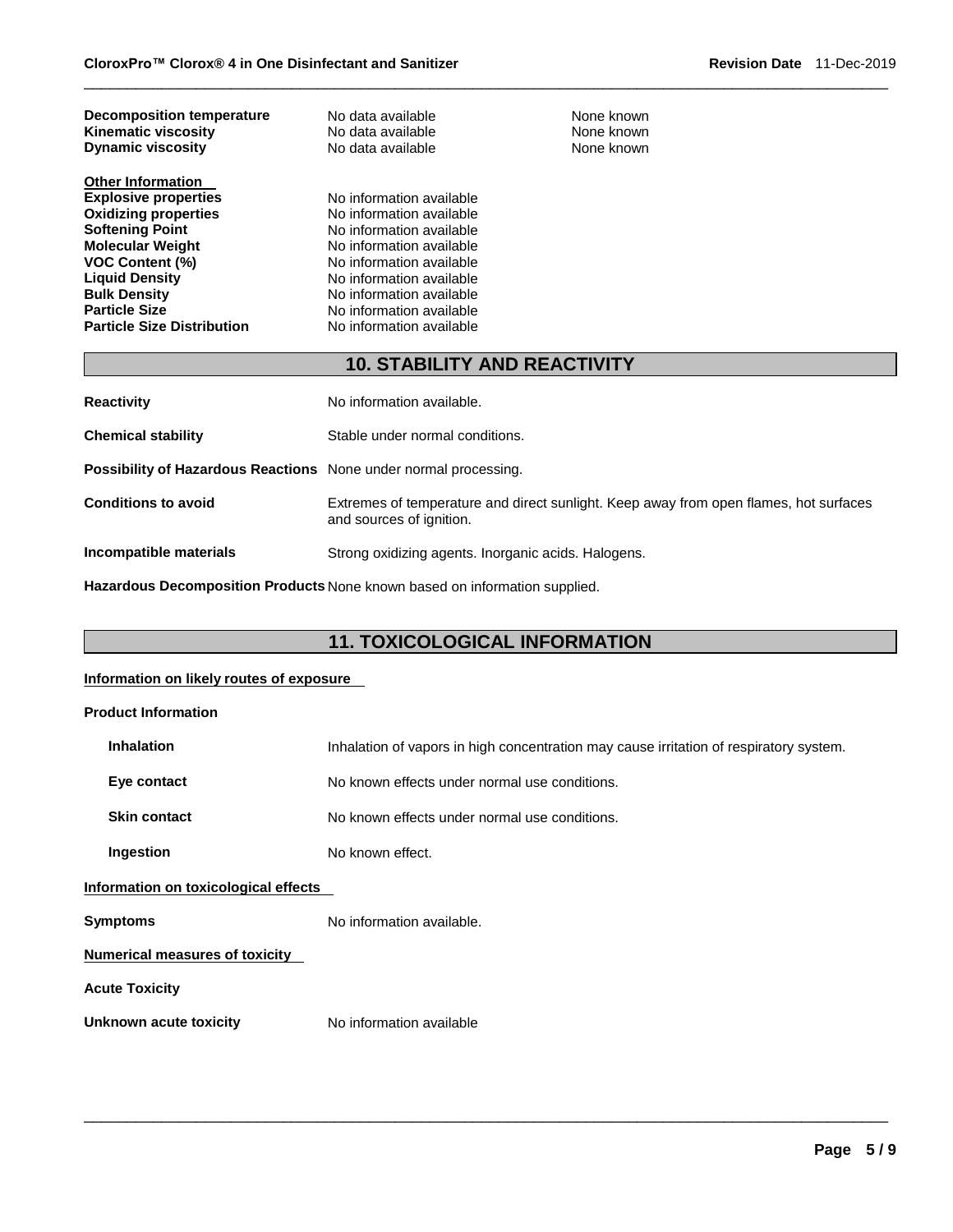| | | |
|---|---|---|
| **Decomposition temperature** | No data available | None known |
| **Kinematic viscosity** | No data available | None known |
| **Dynamic viscosity** | No data available | None known |

**Other Information**

| | |
|---|---|
| **Explosive properties** | No information available |
| **Oxidizing properties** | No information available |
| **Softening Point** | No information available |
| **Molecular Weight** | No information available |
| **VOC Content (%)** | No information available |
| **Liquid Density** | No information available |
| **Bulk Density** | No information available |
| **Particle Size** | No information available |
| **Particle Size Distribution** | No information available |

## 10. STABILITY AND REACTIVITY

**Reactivity** No information available.

**Chemical stability** Stable under normal conditions.

**Possibility of Hazardous Reactions** None under normal processing.

**Conditions to avoid** Extremes of temperature and direct sunlight. Keep away from open flames, hot surfaces and sources of ignition.

**Incompatible materials** Strong oxidizing agents. Inorganic acids. Halogens.

**Hazardous Decomposition Products** None known based on information supplied.

## 11. TOXICOLOGICAL INFORMATION

**Information on likely routes of exposure**

**Product Information**

**Inhalation** Inhalation of vapors in high concentration may cause irritation of respiratory system.

**Eye contact** No known effects under normal use conditions.

**Skin contact** No known effects under normal use conditions.

**Ingestion** No known effect.

**Information on toxicological effects**

**Symptoms** No information available.

**Numerical measures of toxicity**

**Acute Toxicity**

**Unknown acute toxicity** No information available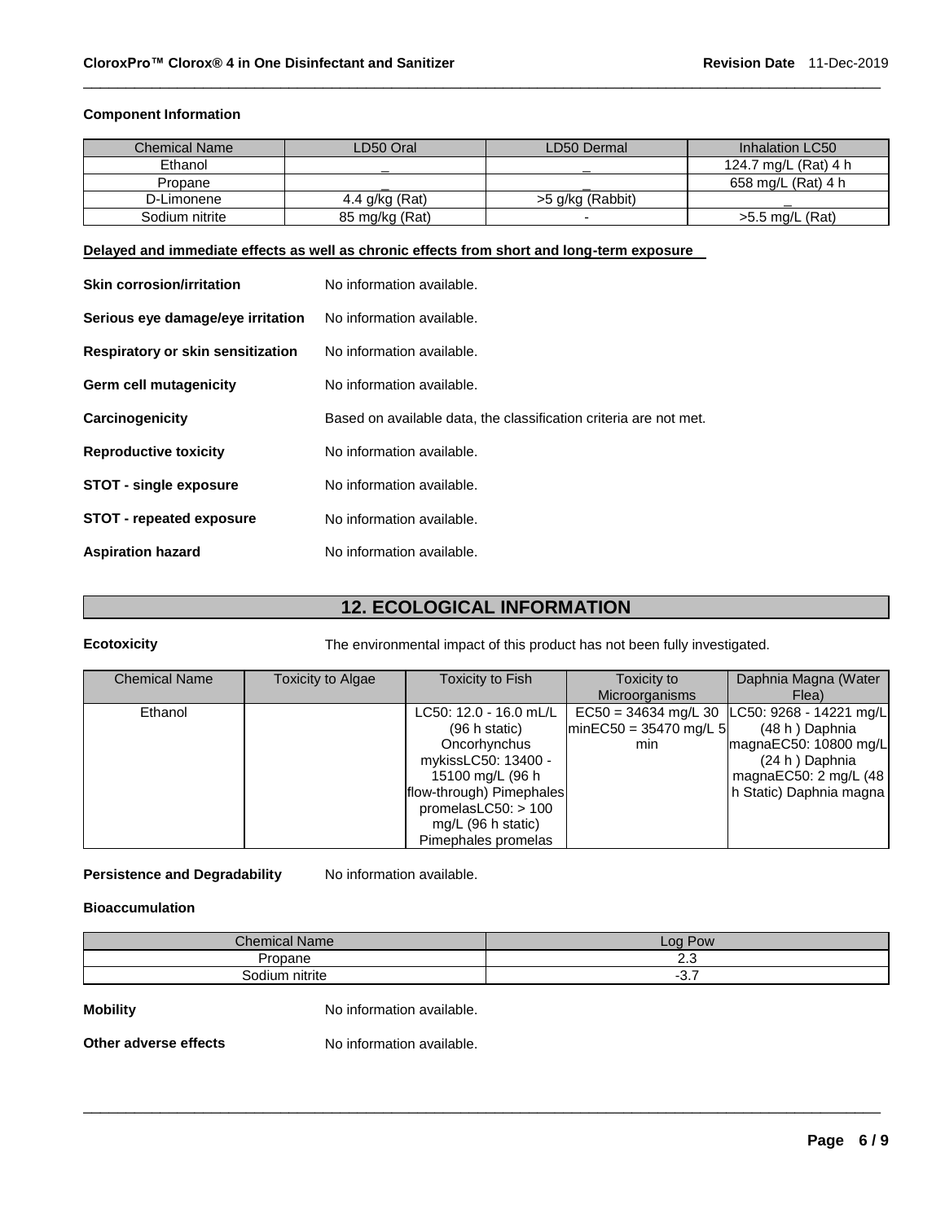### Component Information

| Chemical Name | LD50 Oral | LD50 Dermal | Inhalation LC50 |
|---|---|---|---|
| Ethanol | _ | _ | 124.7 mg/L (Rat) 4 h |
| Propane | _ | _ | 658 mg/L (Rat) 4 h |
| D-Limonene | 4.4 g/kg (Rat) | >5 g/kg (Rabbit) | _ |
| Sodium nitrite | 85 mg/kg (Rat) | - | >5.5 mg/L (Rat) |

**Delayed and immediate effects as well as chronic effects from short and long-term exposure**

**Skin corrosion/irritation** No information available.

**Serious eye damage/eye irritation** No information available.

**Respiratory or skin sensitization** No information available.

**Germ cell mutagenicity** No information available.

**Carcinogenicity** Based on available data, the classification criteria are not met.

**Reproductive toxicity** No information available.

**STOT - single exposure** No information available.

**STOT - repeated exposure** No information available.

**Aspiration hazard** No information available.

## 12. ECOLOGICAL INFORMATION

**Ecotoxicity** The environmental impact of this product has not been fully investigated.

| Chemical Name | Toxicity to Algae | Toxicity to Fish | Toxicity to Microorganisms | Daphnia Magna (Water Flea) |
|---|---|---|---|---|
| Ethanol | | LC50: 12.0 - 16.0 mL/L (96 h static) Oncorhynchus mykissLC50: 13400 - 15100 mg/L (96 h flow-through) Pimephales promelasLC50: > 100 mg/L (96 h static) Pimephales promelas | EC50 = 34634 mg/L 30 minEC50 = 35470 mg/L 5 min | LC50: 9268 - 14221 mg/L (48 h ) Daphnia magnaEC50: 10800 mg/L (24 h ) Daphnia magnaEC50: 2 mg/L (48 h Static) Daphnia magna |

**Persistence and Degradability** No information available.

**Bioaccumulation**

| Chemical Name | Log Pow |
|---|---|
| Propane | 2.3 |
| Sodium nitrite | -3.7 |

**Mobility** No information available.

**Other adverse effects** No information available.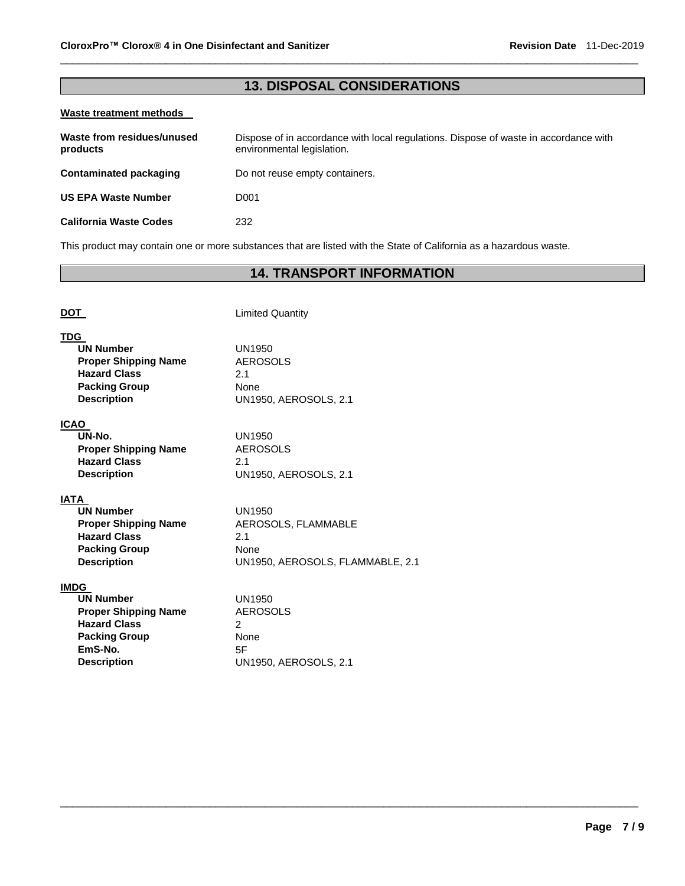## 13. DISPOSAL CONSIDERATIONS

**Waste treatment methods**

**Waste from residues/unused products**: Dispose of in accordance with local regulations. Dispose of waste in accordance with environmental legislation.

**Contaminated packaging**: Do not reuse empty containers.

**US EPA Waste Number**: D001

**California Waste Codes**: 232

This product may contain one or more substances that are listed with the State of California as a hazardous waste.

## 14. TRANSPORT INFORMATION

**DOT**: Limited Quantity

**TDG**

| | |
|---|---|
| **UN Number** | UN1950 |
| **Proper Shipping Name** | AEROSOLS |
| **Hazard Class** | 2.1 |
| **Packing Group** | None |
| **Description** | UN1950, AEROSOLS, 2.1 |

**ICAO**

| | |
|---|---|
| **UN-No.** | UN1950 |
| **Proper Shipping Name** | AEROSOLS |
| **Hazard Class** | 2.1 |
| **Description** | UN1950, AEROSOLS, 2.1 |

**IATA**

| | |
|---|---|
| **UN Number** | UN1950 |
| **Proper Shipping Name** | AEROSOLS, FLAMMABLE |
| **Hazard Class** | 2.1 |
| **Packing Group** | None |
| **Description** | UN1950, AEROSOLS, FLAMMABLE, 2.1 |

**IMDG**

| | |
|---|---|
| **UN Number** | UN1950 |
| **Proper Shipping Name** | AEROSOLS |
| **Hazard Class** | 2 |
| **Packing Group** | None |
| **EmS-No.** | 5F |
| **Description** | UN1950, AEROSOLS, 2.1 |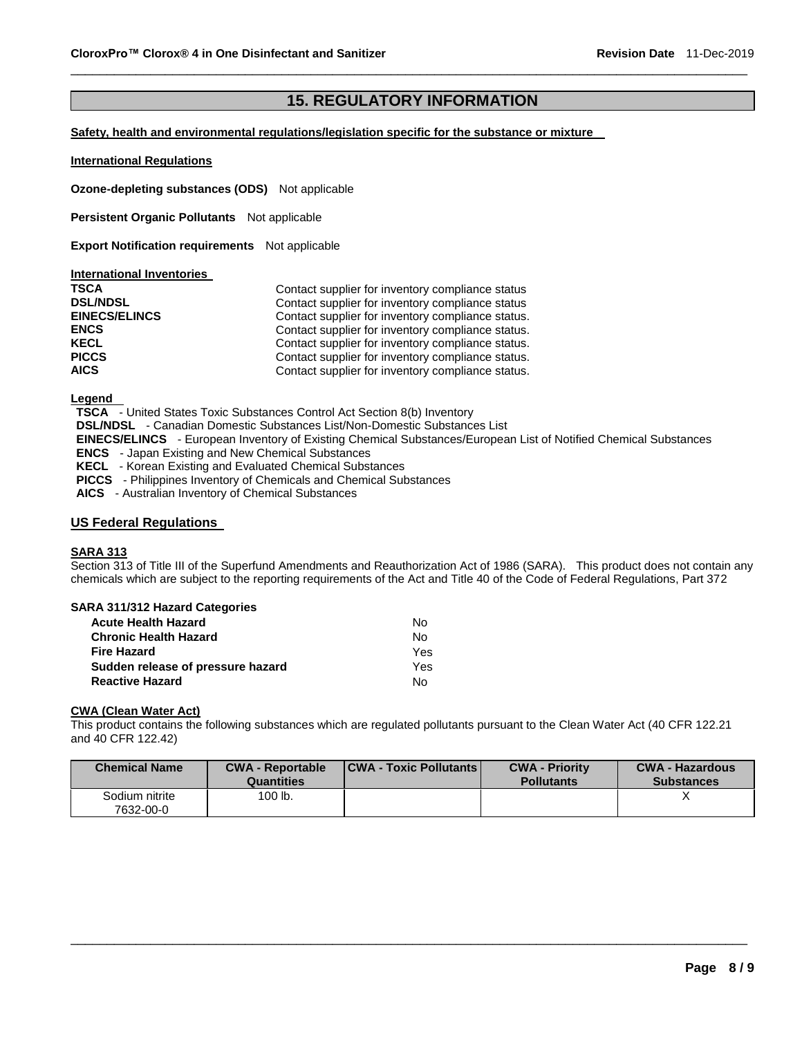## 15. REGULATORY INFORMATION

**Safety, health and environmental regulations/legislation specific for the substance or mixture**

**International Regulations**

**Ozone-depleting substances (ODS)** Not applicable

**Persistent Organic Pollutants** Not applicable

**Export Notification requirements** Not applicable

**International Inventories**

| | |
|---|---|
| **TSCA** | Contact supplier for inventory compliance status |
| **DSL/NDSL** | Contact supplier for inventory compliance status |
| **EINECS/ELINCS** | Contact supplier for inventory compliance status. |
| **ENCS** | Contact supplier for inventory compliance status. |
| **KECL** | Contact supplier for inventory compliance status. |
| **PICCS** | Contact supplier for inventory compliance status. |
| **AICS** | Contact supplier for inventory compliance status. |

**Legend**

**TSCA** - United States Toxic Substances Control Act Section 8(b) Inventory
**DSL/NDSL** - Canadian Domestic Substances List/Non-Domestic Substances List
**EINECS/ELINCS** - European Inventory of Existing Chemical Substances/European List of Notified Chemical Substances
**ENCS** - Japan Existing and New Chemical Substances
**KECL** - Korean Existing and Evaluated Chemical Substances
**PICCS** - Philippines Inventory of Chemicals and Chemical Substances
**AICS** - Australian Inventory of Chemical Substances

### US Federal Regulations

**SARA 313**

Section 313 of Title III of the Superfund Amendments and Reauthorization Act of 1986 (SARA). This product does not contain any chemicals which are subject to the reporting requirements of the Act and Title 40 of the Code of Federal Regulations, Part 372

**SARA 311/312 Hazard Categories**

| | |
|---|---|
| **Acute Health Hazard** | No |
| **Chronic Health Hazard** | No |
| **Fire Hazard** | Yes |
| **Sudden release of pressure hazard** | Yes |
| **Reactive Hazard** | No |

**CWA (Clean Water Act)**

This product contains the following substances which are regulated pollutants pursuant to the Clean Water Act (40 CFR 122.21 and 40 CFR 122.42)

| Chemical Name | CWA - Reportable Quantities | CWA - Toxic Pollutants | CWA - Priority Pollutants | CWA - Hazardous Substances |
|---|---|---|---|---|
| Sodium nitrite 7632-00-0 | 100 lb. | | | X |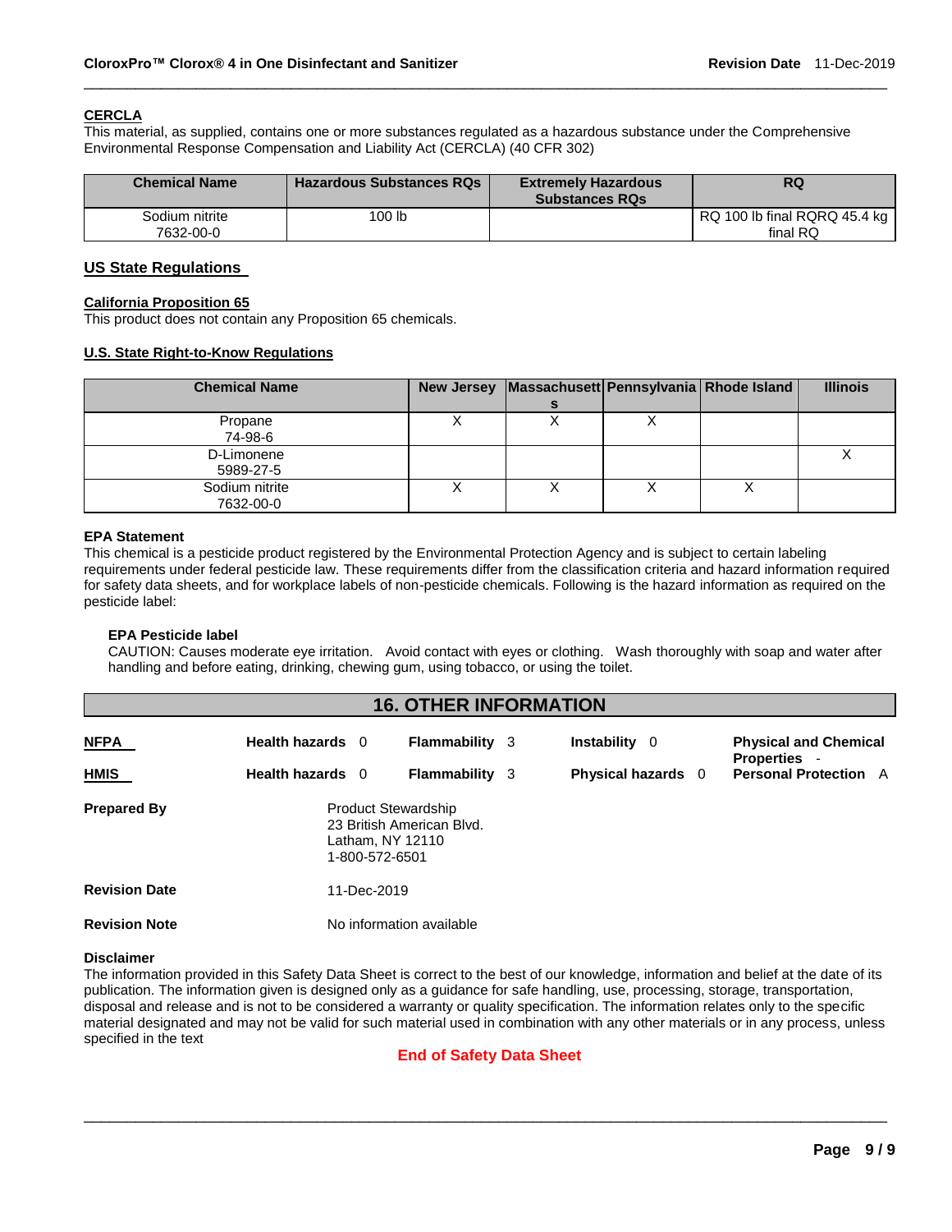#### CERCLA

This material, as supplied, contains one or more substances regulated as a hazardous substance under the Comprehensive Environmental Response Compensation and Liability Act (CERCLA) (40 CFR 302)

| Chemical Name | Hazardous Substances RQs | Extremely Hazardous Substances RQs | RQ |
|---|---|---|---|
| Sodium nitrite 7632-00-0 | 100 lb | | RQ 100 lb final RQRQ 45.4 kg final RQ |

### US State Regulations

#### California Proposition 65

This product does not contain any Proposition 65 chemicals.

#### U.S. State Right-to-Know Regulations

| Chemical Name | New Jersey | Massachusetts | Pennsylvania | Rhode Island | Illinois |
|---|---|---|---|---|---|
| Propane 74-98-6 | X | X | X | | |
| D-Limonene 5989-27-5 | | | | | X |
| Sodium nitrite 7632-00-0 | X | X | X | X | |

**EPA Statement**

This chemical is a pesticide product registered by the Environmental Protection Agency and is subject to certain labeling requirements under federal pesticide law. These requirements differ from the classification criteria and hazard information required for safety data sheets, and for workplace labels of non-pesticide chemicals. Following is the hazard information as required on the pesticide label:

**EPA Pesticide label**

CAUTION: Causes moderate eye irritation. Avoid contact with eyes or clothing. Wash thoroughly with soap and water after handling and before eating, drinking, chewing gum, using tobacco, or using the toilet.

## 16. OTHER INFORMATION

| | | | | |
|---|---|---|---|---|
| **NFPA** | **Health hazards** 0 | **Flammability** 3 | **Instability** 0 | **Physical and Chemical Properties** - |
| **HMIS** | **Health hazards** 0 | **Flammability** 3 | **Physical hazards** 0 | **Personal Protection** A |

**Prepared By**
Product Stewardship
23 British American Blvd.
Latham, NY 12110
1-800-572-6501

**Revision Date** 11-Dec-2019

**Revision Note** No information available

**Disclaimer**

The information provided in this Safety Data Sheet is correct to the best of our knowledge, information and belief at the date of its publication. The information given is designed only as a guidance for safe handling, use, processing, storage, transportation, disposal and release and is not to be considered a warranty or quality specification. The information relates only to the specific material designated and may not be valid for such material used in combination with any other materials or in any process, unless specified in the text

**End of Safety Data Sheet**